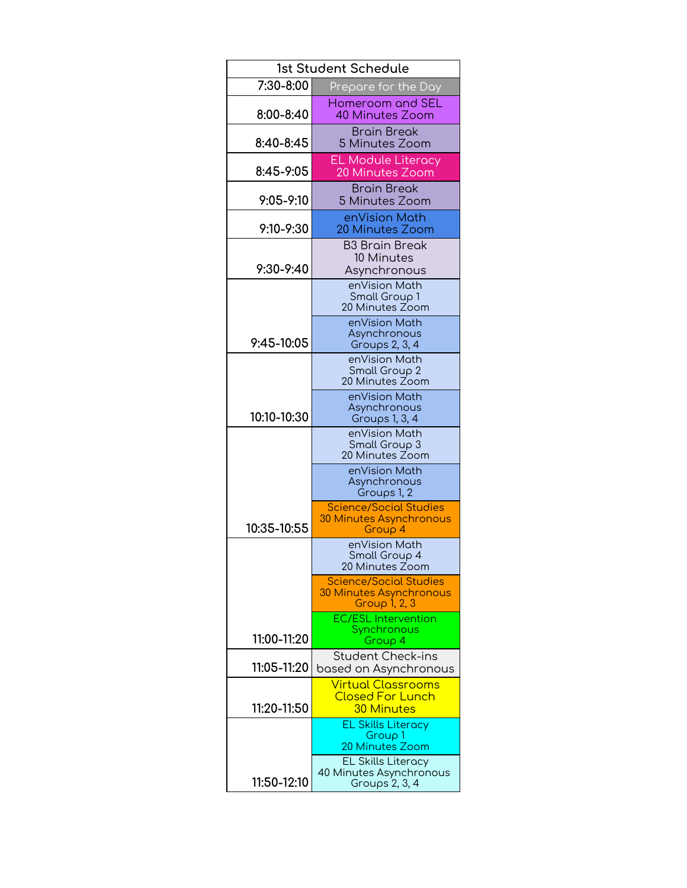| 1st Student Schedule | |
|---|---|
| 7:30-8:00 | Prepare for the Day |
| 8:00-8:40 | Homeroom and SEL 40 Minutes Zoom |
| 8:40-8:45 | Brain Break 5 Minutes Zoom |
| 8:45-9:05 | EL Module Literacy 20 Minutes Zoom |
| 9:05-9:10 | Brain Break 5 Minutes Zoom |
| 9:10-9:30 | enVision Math 20 Minutes Zoom |
| 9:30-9:40 | B3 Brain Break 10 Minutes Asynchronous |
| 9:45-10:05 | enVision Math Small Group 1 20 Minutes Zoom |
| | enVision Math Asynchronous Groups 2, 3, 4 |
| 10:10-10:30 | enVision Math Small Group 2 20 Minutes Zoom |
| | enVision Math Asynchronous Groups 1, 3, 4 |
| 10:35-10:55 | enVision Math Small Group 3 20 Minutes Zoom |
| | enVision Math Asynchronous Groups 1, 2 |
| | Science/Social Studies 30 Minutes Asynchronous Group 4 |
| 11:00-11:20 | enVision Math Small Group 4 20 Minutes Zoom |
| | Science/Social Studies 30 Minutes Asynchronous Group 1, 2, 3 |
| | EC/ESL Intervention Synchronous Group 4 |
| 11:05-11:20 | Student Check-ins based on Asynchronous |
| 11:20-11:50 | Virtual Classrooms Closed For Lunch 30 Minutes |
| 11:50-12:10 | EL Skills Literacy Group 1 20 Minutes Zoom |
| | EL Skills Literacy 40 Minutes Asynchronous Groups 2, 3, 4 |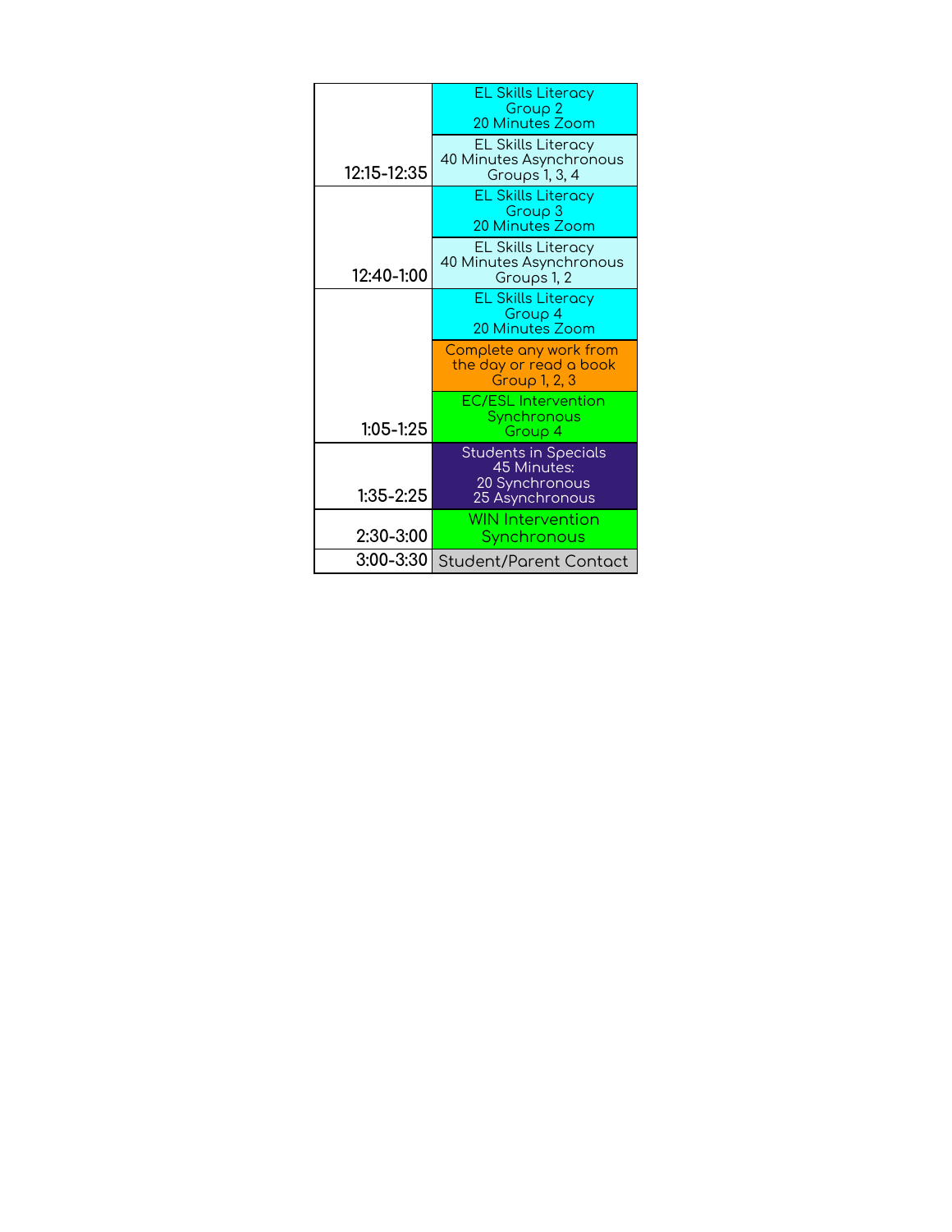| | |
|---|---|
| 12:15-12:35 | EL Skills Literacy Group 2 20 Minutes Zoom |
| | EL Skills Literacy 40 Minutes Asynchronous Groups 1, 3, 4 |
| 12:40-1:00 | EL Skills Literacy Group 3 20 Minutes Zoom |
| | EL Skills Literacy 40 Minutes Asynchronous Groups 1, 2 |
| 1:05-1:25 | EL Skills Literacy Group 4 20 Minutes Zoom |
| | Complete any work from the day or read a book Group 1, 2, 3 |
| | EC/ESL Intervention Synchronous Group 4 |
| 1:35-2:25 | Students in Specials 45 Minutes: 20 Synchronous 25 Asynchronous |
| 2:30-3:00 | WIN Intervention Synchronous |
| 3:00-3:30 | Student/Parent Contact |